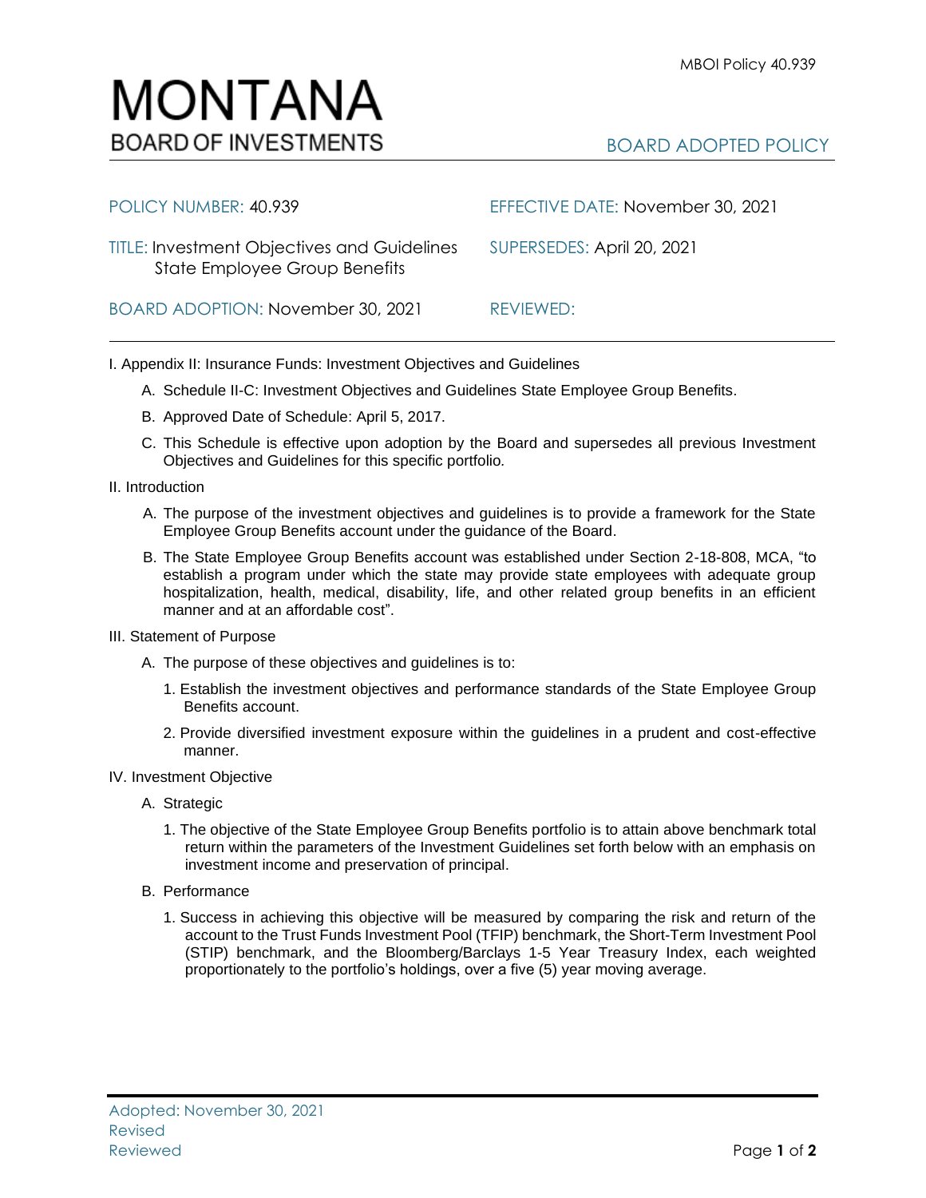# MONTANA
BOARD OF INVESTMENTS

MBOI Policy 40.939

BOARD ADOPTED POLICY

| | |
|---|---|
| POLICY NUMBER: 40.939 | EFFECTIVE DATE: November 30, 2021 |
| TITLE: Investment Objectives and Guidelines State Employee Group Benefits | SUPERSEDES: April 20, 2021 |
| BOARD ADOPTION: November 30, 2021 | REVIEWED: |

I. Appendix II: Insurance Funds: Investment Objectives and Guidelines

A. Schedule II-C: Investment Objectives and Guidelines State Employee Group Benefits.

B. Approved Date of Schedule: April 5, 2017.

C. This Schedule is effective upon adoption by the Board and supersedes all previous Investment Objectives and Guidelines for this specific portfolio.

II. Introduction

A. The purpose of the investment objectives and guidelines is to provide a framework for the State Employee Group Benefits account under the guidance of the Board.

B. The State Employee Group Benefits account was established under Section 2-18-808, MCA, "to establish a program under which the state may provide state employees with adequate group hospitalization, health, medical, disability, life, and other related group benefits in an efficient manner and at an affordable cost".

III. Statement of Purpose

A. The purpose of these objectives and guidelines is to:

1. Establish the investment objectives and performance standards of the State Employee Group Benefits account.

2. Provide diversified investment exposure within the guidelines in a prudent and cost-effective manner.

IV. Investment Objective

A. Strategic

1. The objective of the State Employee Group Benefits portfolio is to attain above benchmark total return within the parameters of the Investment Guidelines set forth below with an emphasis on investment income and preservation of principal.

B. Performance

1. Success in achieving this objective will be measured by comparing the risk and return of the account to the Trust Funds Investment Pool (TFIP) benchmark, the Short-Term Investment Pool (STIP) benchmark, and the Bloomberg/Barclays 1-5 Year Treasury Index, each weighted proportionately to the portfolio's holdings, over a five (5) year moving average.

Adopted: November 30, 2021
Revised
Reviewed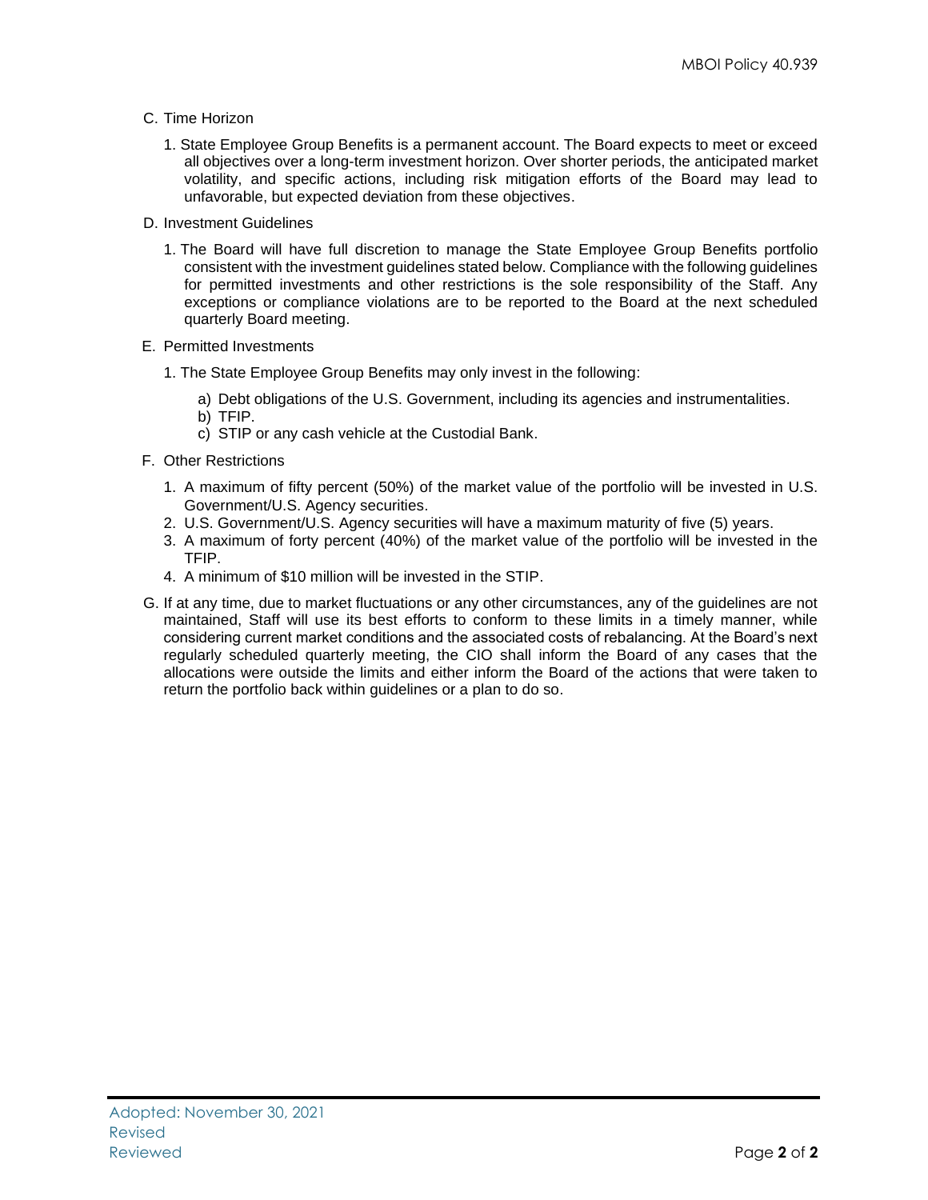C. Time Horizon

1. State Employee Group Benefits is a permanent account. The Board expects to meet or exceed all objectives over a long-term investment horizon. Over shorter periods, the anticipated market volatility, and specific actions, including risk mitigation efforts of the Board may lead to unfavorable, but expected deviation from these objectives.

D. Investment Guidelines

1. The Board will have full discretion to manage the State Employee Group Benefits portfolio consistent with the investment guidelines stated below. Compliance with the following guidelines for permitted investments and other restrictions is the sole responsibility of the Staff. Any exceptions or compliance violations are to be reported to the Board at the next scheduled quarterly Board meeting.

E. Permitted Investments

1. The State Employee Group Benefits may only invest in the following:

   a) Debt obligations of the U.S. Government, including its agencies and instrumentalities.
   b) TFIP.
   c) STIP or any cash vehicle at the Custodial Bank.

F. Other Restrictions

1. A maximum of fifty percent (50%) of the market value of the portfolio will be invested in U.S. Government/U.S. Agency securities.
2. U.S. Government/U.S. Agency securities will have a maximum maturity of five (5) years.
3. A maximum of forty percent (40%) of the market value of the portfolio will be invested in the TFIP.
4. A minimum of $10 million will be invested in the STIP.

G. If at any time, due to market fluctuations or any other circumstances, any of the guidelines are not maintained, Staff will use its best efforts to conform to these limits in a timely manner, while considering current market conditions and the associated costs of rebalancing. At the Board's next regularly scheduled quarterly meeting, the CIO shall inform the Board of any cases that the allocations were outside the limits and either inform the Board of the actions that were taken to return the portfolio back within guidelines or a plan to do so.

Adopted: November 30, 2021
Revised
Reviewed